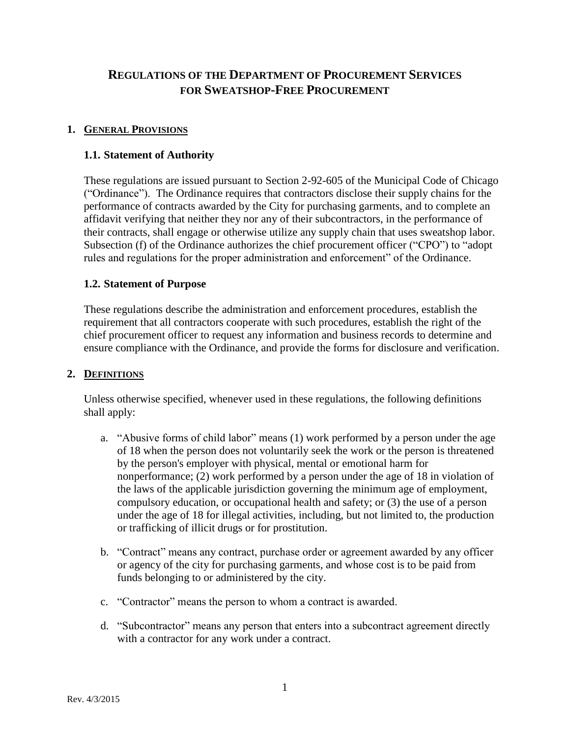# REGULATIONS OF THE DEPARTMENT OF PROCUREMENT SERVICES FOR SWEATSHOP-FREE PROCUREMENT

## 1. GENERAL PROVISIONS

### 1.1. Statement of Authority

These regulations are issued pursuant to Section 2-92-605 of the Municipal Code of Chicago ("Ordinance"). The Ordinance requires that contractors disclose their supply chains for the performance of contracts awarded by the City for purchasing garments, and to complete an affidavit verifying that neither they nor any of their subcontractors, in the performance of their contracts, shall engage or otherwise utilize any supply chain that uses sweatshop labor. Subsection (f) of the Ordinance authorizes the chief procurement officer ("CPO") to "adopt rules and regulations for the proper administration and enforcement" of the Ordinance.

### 1.2. Statement of Purpose

These regulations describe the administration and enforcement procedures, establish the requirement that all contractors cooperate with such procedures, establish the right of the chief procurement officer to request any information and business records to determine and ensure compliance with the Ordinance, and provide the forms for disclosure and verification.

## 2. DEFINITIONS

Unless otherwise specified, whenever used in these regulations, the following definitions shall apply:

a. "Abusive forms of child labor" means (1) work performed by a person under the age of 18 when the person does not voluntarily seek the work or the person is threatened by the person's employer with physical, mental or emotional harm for nonperformance; (2) work performed by a person under the age of 18 in violation of the laws of the applicable jurisdiction governing the minimum age of employment, compulsory education, or occupational health and safety; or (3) the use of a person under the age of 18 for illegal activities, including, but not limited to, the production or trafficking of illicit drugs or for prostitution.

b. "Contract" means any contract, purchase order or agreement awarded by any officer or agency of the city for purchasing garments, and whose cost is to be paid from funds belonging to or administered by the city.

c. "Contractor" means the person to whom a contract is awarded.

d. "Subcontractor" means any person that enters into a subcontract agreement directly with a contractor for any work under a contract.

Rev. 4/3/2015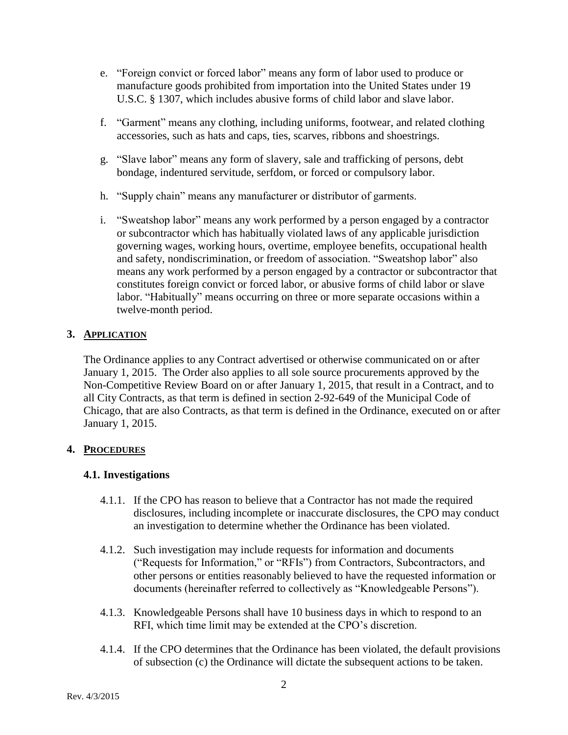e. "Foreign convict or forced labor" means any form of labor used to produce or manufacture goods prohibited from importation into the United States under 19 U.S.C. § 1307, which includes abusive forms of child labor and slave labor.

f. "Garment" means any clothing, including uniforms, footwear, and related clothing accessories, such as hats and caps, ties, scarves, ribbons and shoestrings.

g. "Slave labor" means any form of slavery, sale and trafficking of persons, debt bondage, indentured servitude, serfdom, or forced or compulsory labor.

h. "Supply chain" means any manufacturer or distributor of garments.

i. "Sweatshop labor" means any work performed by a person engaged by a contractor or subcontractor which has habitually violated laws of any applicable jurisdiction governing wages, working hours, overtime, employee benefits, occupational health and safety, nondiscrimination, or freedom of association. "Sweatshop labor" also means any work performed by a person engaged by a contractor or subcontractor that constitutes foreign convict or forced labor, or abusive forms of child labor or slave labor. "Habitually" means occurring on three or more separate occasions within a twelve-month period.

## 3. APPLICATION

The Ordinance applies to any Contract advertised or otherwise communicated on or after January 1, 2015. The Order also applies to all sole source procurements approved by the Non-Competitive Review Board on or after January 1, 2015, that result in a Contract, and to all City Contracts, as that term is defined in section 2-92-649 of the Municipal Code of Chicago, that are also Contracts, as that term is defined in the Ordinance, executed on or after January 1, 2015.

## 4. PROCEDURES

### 4.1. Investigations

4.1.1. If the CPO has reason to believe that a Contractor has not made the required disclosures, including incomplete or inaccurate disclosures, the CPO may conduct an investigation to determine whether the Ordinance has been violated.

4.1.2. Such investigation may include requests for information and documents ("Requests for Information," or "RFIs") from Contractors, Subcontractors, and other persons or entities reasonably believed to have the requested information or documents (hereinafter referred to collectively as "Knowledgeable Persons").

4.1.3. Knowledgeable Persons shall have 10 business days in which to respond to an RFI, which time limit may be extended at the CPO's discretion.

4.1.4. If the CPO determines that the Ordinance has been violated, the default provisions of subsection (c) the Ordinance will dictate the subsequent actions to be taken.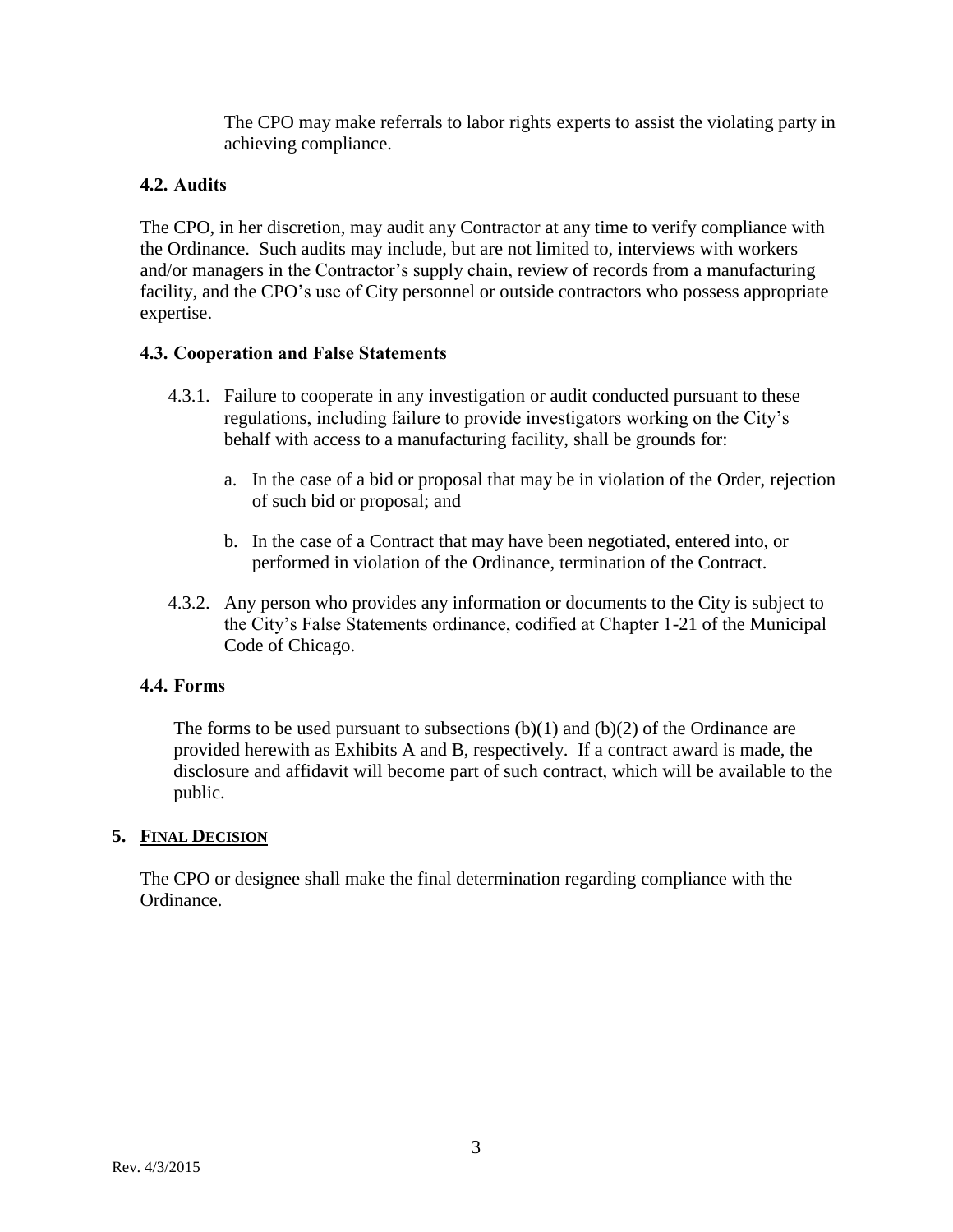The CPO may make referrals to labor rights experts to assist the violating party in achieving compliance.

### 4.2. Audits

The CPO, in her discretion, may audit any Contractor at any time to verify compliance with the Ordinance. Such audits may include, but are not limited to, interviews with workers and/or managers in the Contractor's supply chain, review of records from a manufacturing facility, and the CPO's use of City personnel or outside contractors who possess appropriate expertise.

### 4.3. Cooperation and False Statements

4.3.1. Failure to cooperate in any investigation or audit conducted pursuant to these regulations, including failure to provide investigators working on the City's behalf with access to a manufacturing facility, shall be grounds for:

a. In the case of a bid or proposal that may be in violation of the Order, rejection of such bid or proposal; and

b. In the case of a Contract that may have been negotiated, entered into, or performed in violation of the Ordinance, termination of the Contract.

4.3.2. Any person who provides any information or documents to the City is subject to the City's False Statements ordinance, codified at Chapter 1-21 of the Municipal Code of Chicago.

### 4.4. Forms

The forms to be used pursuant to subsections (b)(1) and (b)(2) of the Ordinance are provided herewith as Exhibits A and B, respectively. If a contract award is made, the disclosure and affidavit will become part of such contract, which will be available to the public.

## 5. FINAL DECISION

The CPO or designee shall make the final determination regarding compliance with the Ordinance.

Rev. 4/3/2015